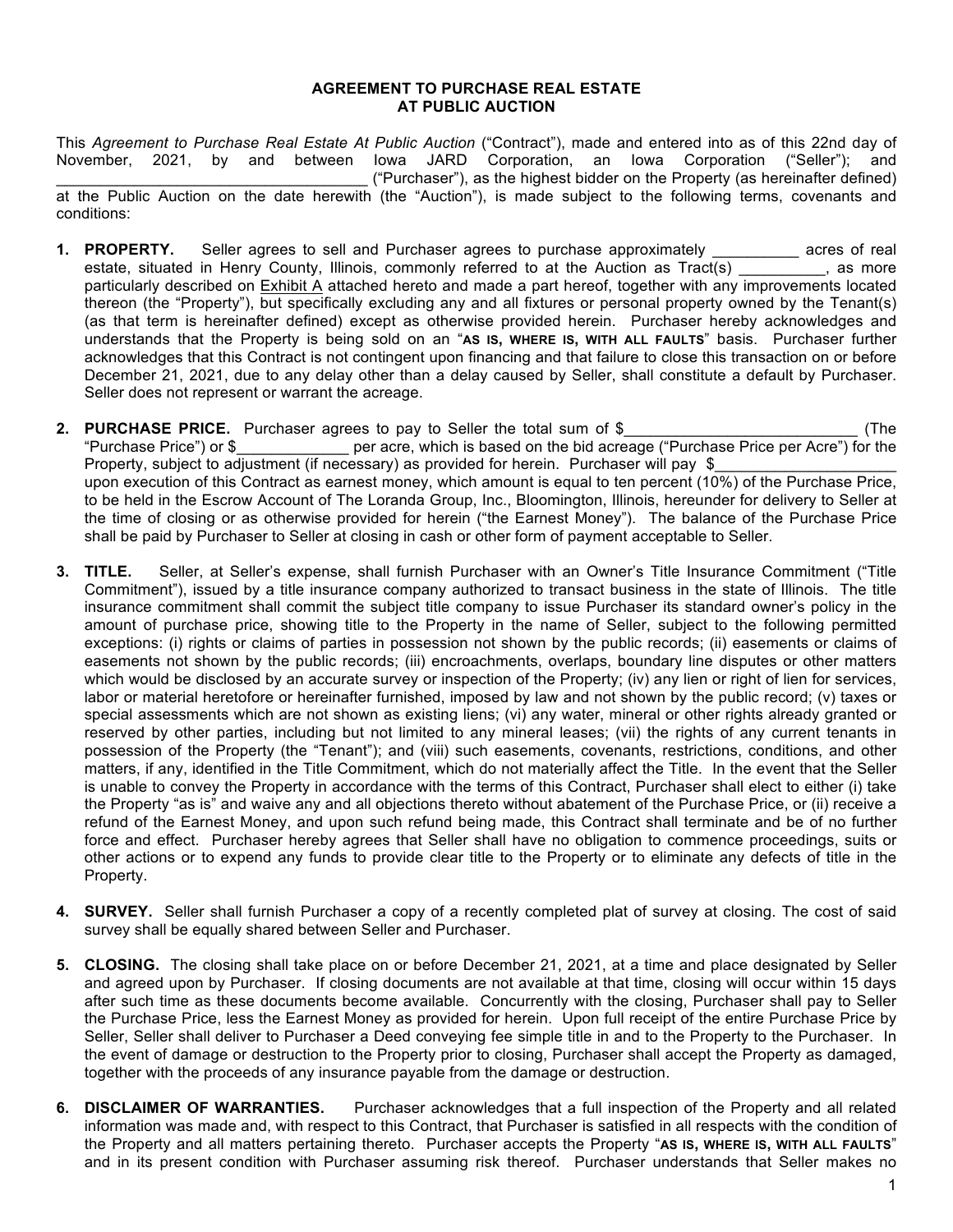**AGREEMENT TO PURCHASE REAL ESTATE AT PUBLIC AUCTION**

This *Agreement to Purchase Real Estate At Public Auction* ("Contract"), made and entered into as of this 22nd day of November, 2021, by and between Iowa JARD Corporation, an Iowa Corporation ("Seller"); and ____________________________________ ("Purchaser"), as the highest bidder on the Property (as hereinafter defined) at the Public Auction on the date herewith (the "Auction"), is made subject to the following terms, covenants and conditions:

1. **PROPERTY.** Seller agrees to sell and Purchaser agrees to purchase approximately __________ acres of real estate, situated in Henry County, Illinois, commonly referred to at the Auction as Tract(s) __________, as more particularly described on Exhibit A attached hereto and made a part hereof, together with any improvements located thereon (the "Property"), but specifically excluding any and all fixtures or personal property owned by the Tenant(s) (as that term is hereinafter defined) except as otherwise provided herein. Purchaser hereby acknowledges and understands that the Property is being sold on an "**AS IS, WHERE IS, WITH ALL FAULTS**" basis. Purchaser further acknowledges that this Contract is not contingent upon financing and that failure to close this transaction on or before December 21, 2021, due to any delay other than a delay caused by Seller, shall constitute a default by Purchaser. Seller does not represent or warrant the acreage.

2. **PURCHASE PRICE.** Purchaser agrees to pay to Seller the total sum of $___________________________ (The "Purchase Price") or $_____________ per acre, which is based on the bid acreage ("Purchase Price per Acre") for the Property, subject to adjustment (if necessary) as provided for herein. Purchaser will pay $_____________________ upon execution of this Contract as earnest money, which amount is equal to ten percent (10%) of the Purchase Price, to be held in the Escrow Account of The Loranda Group, Inc., Bloomington, Illinois, hereunder for delivery to Seller at the time of closing or as otherwise provided for herein ("the Earnest Money"). The balance of the Purchase Price shall be paid by Purchaser to Seller at closing in cash or other form of payment acceptable to Seller.

3. **TITLE.** Seller, at Seller's expense, shall furnish Purchaser with an Owner's Title Insurance Commitment ("Title Commitment"), issued by a title insurance company authorized to transact business in the state of Illinois. The title insurance commitment shall commit the subject title company to issue Purchaser its standard owner's policy in the amount of purchase price, showing title to the Property in the name of Seller, subject to the following permitted exceptions: (i) rights or claims of parties in possession not shown by the public records; (ii) easements or claims of easements not shown by the public records; (iii) encroachments, overlaps, boundary line disputes or other matters which would be disclosed by an accurate survey or inspection of the Property; (iv) any lien or right of lien for services, labor or material heretofore or hereinafter furnished, imposed by law and not shown by the public record; (v) taxes or special assessments which are not shown as existing liens; (vi) any water, mineral or other rights already granted or reserved by other parties, including but not limited to any mineral leases; (vii) the rights of any current tenants in possession of the Property (the "Tenant"); and (viii) such easements, covenants, restrictions, conditions, and other matters, if any, identified in the Title Commitment, which do not materially affect the Title. In the event that the Seller is unable to convey the Property in accordance with the terms of this Contract, Purchaser shall elect to either (i) take the Property "as is" and waive any and all objections thereto without abatement of the Purchase Price, or (ii) receive a refund of the Earnest Money, and upon such refund being made, this Contract shall terminate and be of no further force and effect. Purchaser hereby agrees that Seller shall have no obligation to commence proceedings, suits or other actions or to expend any funds to provide clear title to the Property or to eliminate any defects of title in the Property.

4. **SURVEY.** Seller shall furnish Purchaser a copy of a recently completed plat of survey at closing. The cost of said survey shall be equally shared between Seller and Purchaser.

5. **CLOSING.** The closing shall take place on or before December 21, 2021, at a time and place designated by Seller and agreed upon by Purchaser. If closing documents are not available at that time, closing will occur within 15 days after such time as these documents become available. Concurrently with the closing, Purchaser shall pay to Seller the Purchase Price, less the Earnest Money as provided for herein. Upon full receipt of the entire Purchase Price by Seller, Seller shall deliver to Purchaser a Deed conveying fee simple title in and to the Property to the Purchaser. In the event of damage or destruction to the Property prior to closing, Purchaser shall accept the Property as damaged, together with the proceeds of any insurance payable from the damage or destruction.

6. **DISCLAIMER OF WARRANTIES.** Purchaser acknowledges that a full inspection of the Property and all related information was made and, with respect to this Contract, that Purchaser is satisfied in all respects with the condition of the Property and all matters pertaining thereto. Purchaser accepts the Property "**AS IS, WHERE IS, WITH ALL FAULTS**" and in its present condition with Purchaser assuming risk thereof. Purchaser understands that Seller makes no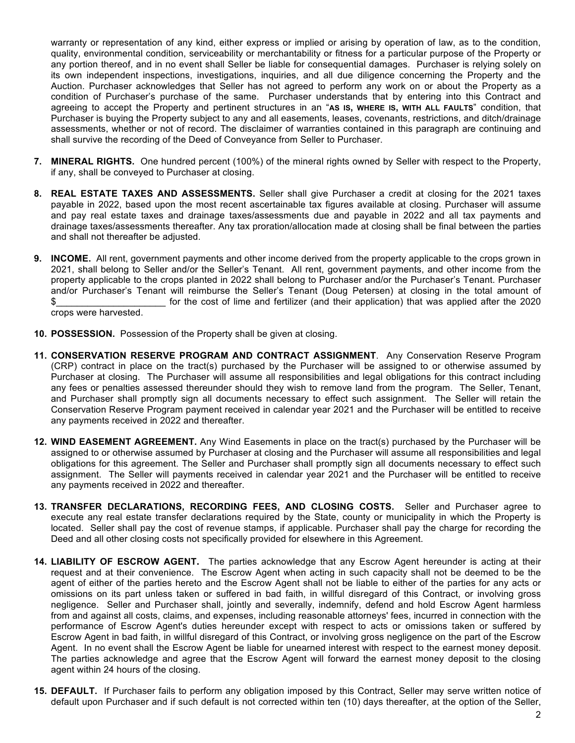warranty or representation of any kind, either express or implied or arising by operation of law, as to the condition, quality, environmental condition, serviceability or merchantability or fitness for a particular purpose of the Property or any portion thereof, and in no event shall Seller be liable for consequential damages. Purchaser is relying solely on its own independent inspections, investigations, inquiries, and all due diligence concerning the Property and the Auction. Purchaser acknowledges that Seller has not agreed to perform any work on or about the Property as a condition of Purchaser's purchase of the same. Purchaser understands that by entering into this Contract and agreeing to accept the Property and pertinent structures in an "**AS IS, WHERE IS, WITH ALL FAULTS**" condition, that Purchaser is buying the Property subject to any and all easements, leases, covenants, restrictions, and ditch/drainage assessments, whether or not of record. The disclaimer of warranties contained in this paragraph are continuing and shall survive the recording of the Deed of Conveyance from Seller to Purchaser.

7. **MINERAL RIGHTS.** One hundred percent (100%) of the mineral rights owned by Seller with respect to the Property, if any, shall be conveyed to Purchaser at closing.

8. **REAL ESTATE TAXES AND ASSESSMENTS.** Seller shall give Purchaser a credit at closing for the 2021 taxes payable in 2022, based upon the most recent ascertainable tax figures available at closing. Purchaser will assume and pay real estate taxes and drainage taxes/assessments due and payable in 2022 and all tax payments and drainage taxes/assessments thereafter. Any tax proration/allocation made at closing shall be final between the parties and shall not thereafter be adjusted.

9. **INCOME.** All rent, government payments and other income derived from the property applicable to the crops grown in 2021, shall belong to Seller and/or the Seller's Tenant. All rent, government payments, and other income from the property applicable to the crops planted in 2022 shall belong to Purchaser and/or the Purchaser's Tenant. Purchaser and/or Purchaser's Tenant will reimburse the Seller's Tenant (Doug Petersen) at closing in the total amount of $_____________________ for the cost of lime and fertilizer (and their application) that was applied after the 2020 crops were harvested.

10. **POSSESSION.** Possession of the Property shall be given at closing.

11. **CONSERVATION RESERVE PROGRAM AND CONTRACT ASSIGNMENT**. Any Conservation Reserve Program (CRP) contract in place on the tract(s) purchased by the Purchaser will be assigned to or otherwise assumed by Purchaser at closing. The Purchaser will assume all responsibilities and legal obligations for this contract including any fees or penalties assessed thereunder should they wish to remove land from the program. The Seller, Tenant, and Purchaser shall promptly sign all documents necessary to effect such assignment. The Seller will retain the Conservation Reserve Program payment received in calendar year 2021 and the Purchaser will be entitled to receive any payments received in 2022 and thereafter.

12. **WIND EASEMENT AGREEMENT.** Any Wind Easements in place on the tract(s) purchased by the Purchaser will be assigned to or otherwise assumed by Purchaser at closing and the Purchaser will assume all responsibilities and legal obligations for this agreement. The Seller and Purchaser shall promptly sign all documents necessary to effect such assignment. The Seller will payments received in calendar year 2021 and the Purchaser will be entitled to receive any payments received in 2022 and thereafter.

13. **TRANSFER DECLARATIONS, RECORDING FEES, AND CLOSING COSTS.** Seller and Purchaser agree to execute any real estate transfer declarations required by the State, county or municipality in which the Property is located. Seller shall pay the cost of revenue stamps, if applicable. Purchaser shall pay the charge for recording the Deed and all other closing costs not specifically provided for elsewhere in this Agreement.

14. **LIABILITY OF ESCROW AGENT.** The parties acknowledge that any Escrow Agent hereunder is acting at their request and at their convenience. The Escrow Agent when acting in such capacity shall not be deemed to be the agent of either of the parties hereto and the Escrow Agent shall not be liable to either of the parties for any acts or omissions on its part unless taken or suffered in bad faith, in willful disregard of this Contract, or involving gross negligence. Seller and Purchaser shall, jointly and severally, indemnify, defend and hold Escrow Agent harmless from and against all costs, claims, and expenses, including reasonable attorneys' fees, incurred in connection with the performance of Escrow Agent's duties hereunder except with respect to acts or omissions taken or suffered by Escrow Agent in bad faith, in willful disregard of this Contract, or involving gross negligence on the part of the Escrow Agent. In no event shall the Escrow Agent be liable for unearned interest with respect to the earnest money deposit. The parties acknowledge and agree that the Escrow Agent will forward the earnest money deposit to the closing agent within 24 hours of the closing.

15. **DEFAULT.** If Purchaser fails to perform any obligation imposed by this Contract, Seller may serve written notice of default upon Purchaser and if such default is not corrected within ten (10) days thereafter, at the option of the Seller,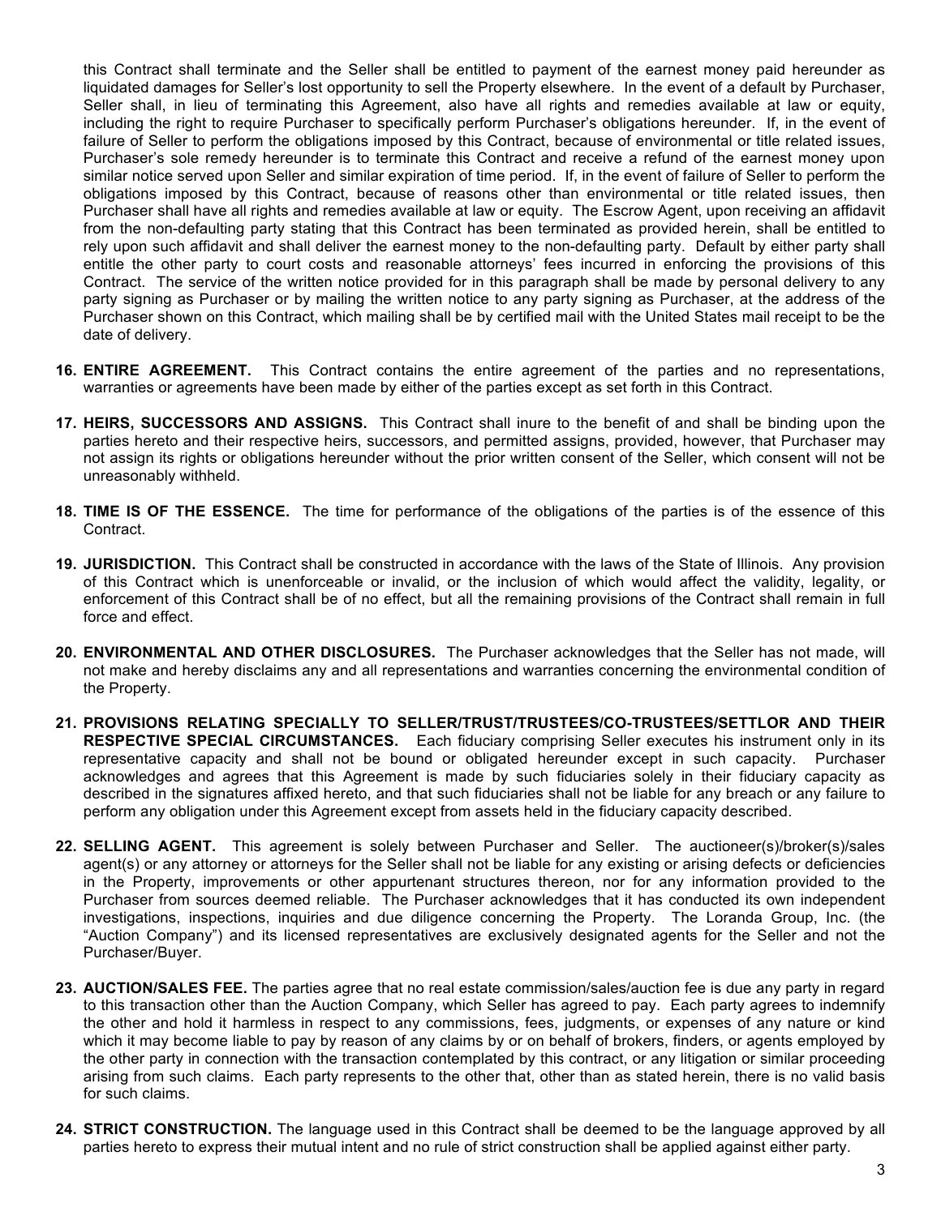this Contract shall terminate and the Seller shall be entitled to payment of the earnest money paid hereunder as liquidated damages for Seller's lost opportunity to sell the Property elsewhere. In the event of a default by Purchaser, Seller shall, in lieu of terminating this Agreement, also have all rights and remedies available at law or equity, including the right to require Purchaser to specifically perform Purchaser's obligations hereunder. If, in the event of failure of Seller to perform the obligations imposed by this Contract, because of environmental or title related issues, Purchaser's sole remedy hereunder is to terminate this Contract and receive a refund of the earnest money upon similar notice served upon Seller and similar expiration of time period. If, in the event of failure of Seller to perform the obligations imposed by this Contract, because of reasons other than environmental or title related issues, then Purchaser shall have all rights and remedies available at law or equity. The Escrow Agent, upon receiving an affidavit from the non-defaulting party stating that this Contract has been terminated as provided herein, shall be entitled to rely upon such affidavit and shall deliver the earnest money to the non-defaulting party. Default by either party shall entitle the other party to court costs and reasonable attorneys' fees incurred in enforcing the provisions of this Contract. The service of the written notice provided for in this paragraph shall be made by personal delivery to any party signing as Purchaser or by mailing the written notice to any party signing as Purchaser, at the address of the Purchaser shown on this Contract, which mailing shall be by certified mail with the United States mail receipt to be the date of delivery.

16. **ENTIRE AGREEMENT.** This Contract contains the entire agreement of the parties and no representations, warranties or agreements have been made by either of the parties except as set forth in this Contract.

17. **HEIRS, SUCCESSORS AND ASSIGNS.** This Contract shall inure to the benefit of and shall be binding upon the parties hereto and their respective heirs, successors, and permitted assigns, provided, however, that Purchaser may not assign its rights or obligations hereunder without the prior written consent of the Seller, which consent will not be unreasonably withheld.

18. **TIME IS OF THE ESSENCE.** The time for performance of the obligations of the parties is of the essence of this Contract.

19. **JURISDICTION.** This Contract shall be constructed in accordance with the laws of the State of Illinois. Any provision of this Contract which is unenforceable or invalid, or the inclusion of which would affect the validity, legality, or enforcement of this Contract shall be of no effect, but all the remaining provisions of the Contract shall remain in full force and effect.

20. **ENVIRONMENTAL AND OTHER DISCLOSURES.** The Purchaser acknowledges that the Seller has not made, will not make and hereby disclaims any and all representations and warranties concerning the environmental condition of the Property.

21. **PROVISIONS RELATING SPECIALLY TO SELLER/TRUST/TRUSTEES/CO-TRUSTEES/SETTLOR AND THEIR RESPECTIVE SPECIAL CIRCUMSTANCES.** Each fiduciary comprising Seller executes his instrument only in its representative capacity and shall not be bound or obligated hereunder except in such capacity. Purchaser acknowledges and agrees that this Agreement is made by such fiduciaries solely in their fiduciary capacity as described in the signatures affixed hereto, and that such fiduciaries shall not be liable for any breach or any failure to perform any obligation under this Agreement except from assets held in the fiduciary capacity described.

22. **SELLING AGENT.** This agreement is solely between Purchaser and Seller. The auctioneer(s)/broker(s)/sales agent(s) or any attorney or attorneys for the Seller shall not be liable for any existing or arising defects or deficiencies in the Property, improvements or other appurtenant structures thereon, nor for any information provided to the Purchaser from sources deemed reliable. The Purchaser acknowledges that it has conducted its own independent investigations, inspections, inquiries and due diligence concerning the Property. The Loranda Group, Inc. (the "Auction Company") and its licensed representatives are exclusively designated agents for the Seller and not the Purchaser/Buyer.

23. **AUCTION/SALES FEE.** The parties agree that no real estate commission/sales/auction fee is due any party in regard to this transaction other than the Auction Company, which Seller has agreed to pay. Each party agrees to indemnify the other and hold it harmless in respect to any commissions, fees, judgments, or expenses of any nature or kind which it may become liable to pay by reason of any claims by or on behalf of brokers, finders, or agents employed by the other party in connection with the transaction contemplated by this contract, or any litigation or similar proceeding arising from such claims. Each party represents to the other that, other than as stated herein, there is no valid basis for such claims.

24. **STRICT CONSTRUCTION.** The language used in this Contract shall be deemed to be the language approved by all parties hereto to express their mutual intent and no rule of strict construction shall be applied against either party.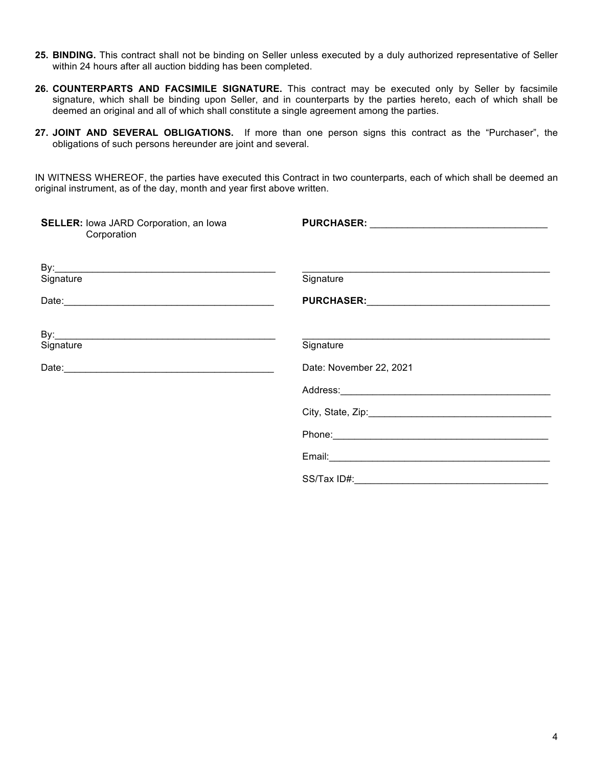25. **BINDING.** This contract shall not be binding on Seller unless executed by a duly authorized representative of Seller within 24 hours after all auction bidding has been completed.

26. **COUNTERPARTS AND FACSIMILE SIGNATURE.** This contract may be executed only by Seller by facsimile signature, which shall be binding upon Seller, and in counterparts by the parties hereto, each of which shall be deemed an original and all of which shall constitute a single agreement among the parties.

27. **JOINT AND SEVERAL OBLIGATIONS.** If more than one person signs this contract as the "Purchaser", the obligations of such persons hereunder are joint and several.

IN WITNESS WHEREOF, the parties have executed this Contract in two counterparts, each of which shall be deemed an original instrument, as of the day, month and year first above written.

**SELLER:** Iowa JARD Corporation, an Iowa Corporation

By:\_\_\_\_\_\_\_\_\_\_\_\_\_\_\_\_\_\_\_\_\_\_\_\_\_\_\_\_\_\_\_\_\_\_\_\_\_\_\_\_
Signature

Date:\_\_\_\_\_\_\_\_\_\_\_\_\_\_\_\_\_\_\_\_\_\_\_\_\_\_\_\_\_\_\_\_\_\_\_\_\_\_

By:\_\_\_\_\_\_\_\_\_\_\_\_\_\_\_\_\_\_\_\_\_\_\_\_\_\_\_\_\_\_\_\_\_\_\_\_\_\_\_\_
Signature

Date:\_\_\_\_\_\_\_\_\_\_\_\_\_\_\_\_\_\_\_\_\_\_\_\_\_\_\_\_\_\_\_\_\_\_\_\_\_\_

**PURCHASER:** \_\_\_\_\_\_\_\_\_\_\_\_\_\_\_\_\_\_\_\_\_\_\_\_\_\_\_\_\_\_\_\_

\_\_\_\_\_\_\_\_\_\_\_\_\_\_\_\_\_\_\_\_\_\_\_\_\_\_\_\_\_\_\_\_\_\_\_\_\_\_\_\_\_\_\_\_
Signature

**PURCHASER:**\_\_\_\_\_\_\_\_\_\_\_\_\_\_\_\_\_\_\_\_\_\_\_\_\_\_\_\_\_\_\_\_

\_\_\_\_\_\_\_\_\_\_\_\_\_\_\_\_\_\_\_\_\_\_\_\_\_\_\_\_\_\_\_\_\_\_\_\_\_\_\_\_\_\_\_\_
Signature

Date: November 22, 2021

Address:\_\_\_\_\_\_\_\_\_\_\_\_\_\_\_\_\_\_\_\_\_\_\_\_\_\_\_\_\_\_\_\_\_\_\_\_\_\_

City, State, Zip:\_\_\_\_\_\_\_\_\_\_\_\_\_\_\_\_\_\_\_\_\_\_\_\_\_\_\_\_\_\_\_\_

Phone:\_\_\_\_\_\_\_\_\_\_\_\_\_\_\_\_\_\_\_\_\_\_\_\_\_\_\_\_\_\_\_\_\_\_\_\_\_\_\_

Email:\_\_\_\_\_\_\_\_\_\_\_\_\_\_\_\_\_\_\_\_\_\_\_\_\_\_\_\_\_\_\_\_\_\_\_\_\_\_\_\_

SS/Tax ID#:\_\_\_\_\_\_\_\_\_\_\_\_\_\_\_\_\_\_\_\_\_\_\_\_\_\_\_\_\_\_\_\_\_\_\_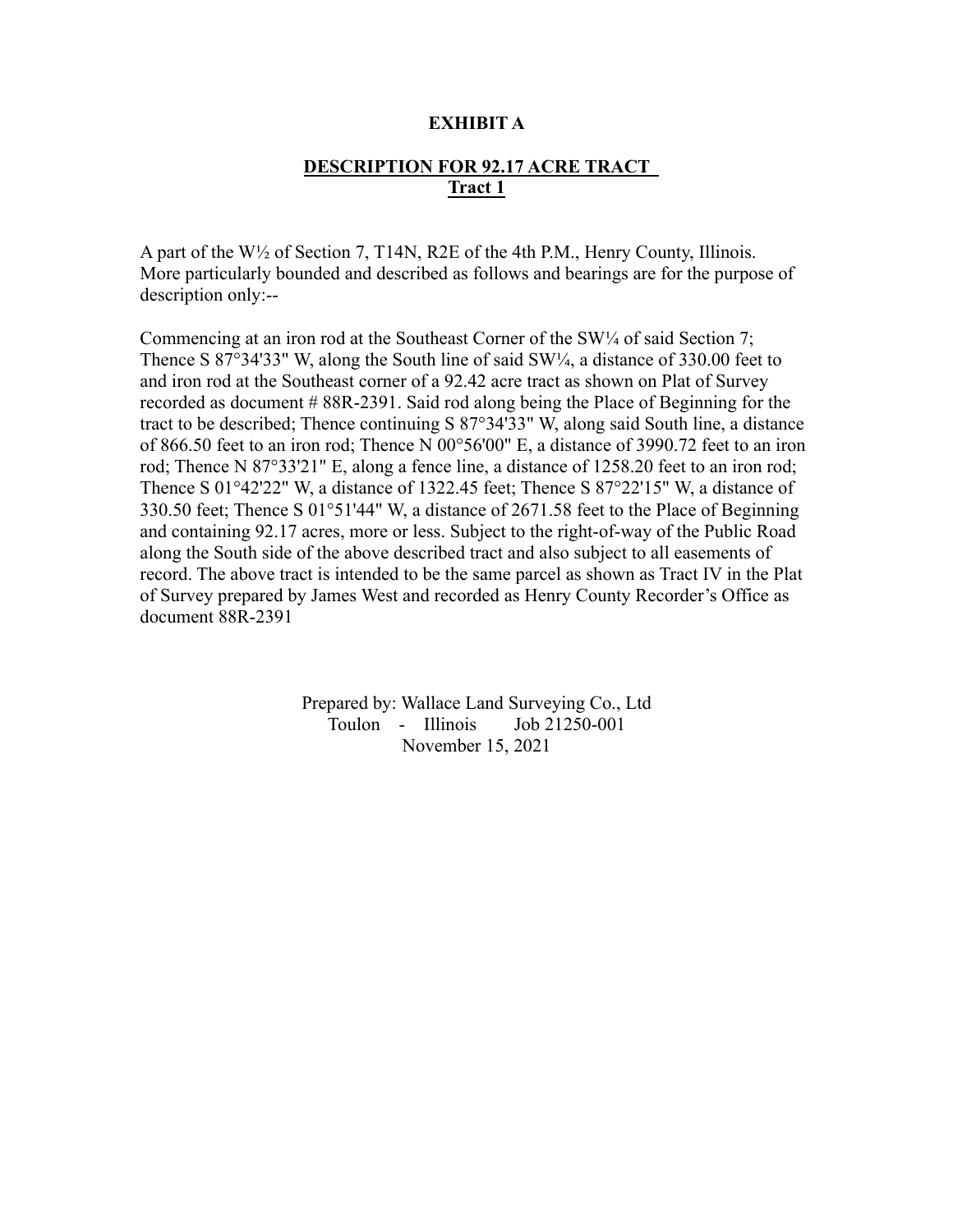**EXHIBIT A**

**DESCRIPTION FOR 92.17 ACRE TRACT**
**Tract 1**

A part of the W½ of Section 7, T14N, R2E of the 4th P.M., Henry County, Illinois. More particularly bounded and described as follows and bearings are for the purpose of description only:--

Commencing at an iron rod at the Southeast Corner of the SW¼ of said Section 7; Thence S 87°34'33" W, along the South line of said SW¼, a distance of 330.00 feet to and iron rod at the Southeast corner of a 92.42 acre tract as shown on Plat of Survey recorded as document # 88R-2391. Said rod along being the Place of Beginning for the tract to be described; Thence continuing S 87°34'33" W, along said South line, a distance of 866.50 feet to an iron rod; Thence N 00°56'00" E, a distance of 3990.72 feet to an iron rod; Thence N 87°33'21" E, along a fence line, a distance of 1258.20 feet to an iron rod; Thence S 01°42'22" W, a distance of 1322.45 feet; Thence S 87°22'15" W, a distance of 330.50 feet; Thence S 01°51'44" W, a distance of 2671.58 feet to the Place of Beginning and containing 92.17 acres, more or less. Subject to the right-of-way of the Public Road along the South side of the above described tract and also subject to all easements of record. The above tract is intended to be the same parcel as shown as Tract IV in the Plat of Survey prepared by James West and recorded as Henry County Recorder's Office as document 88R-2391

Prepared by: Wallace Land Surveying Co., Ltd
Toulon - Illinois Job 21250-001
November 15, 2021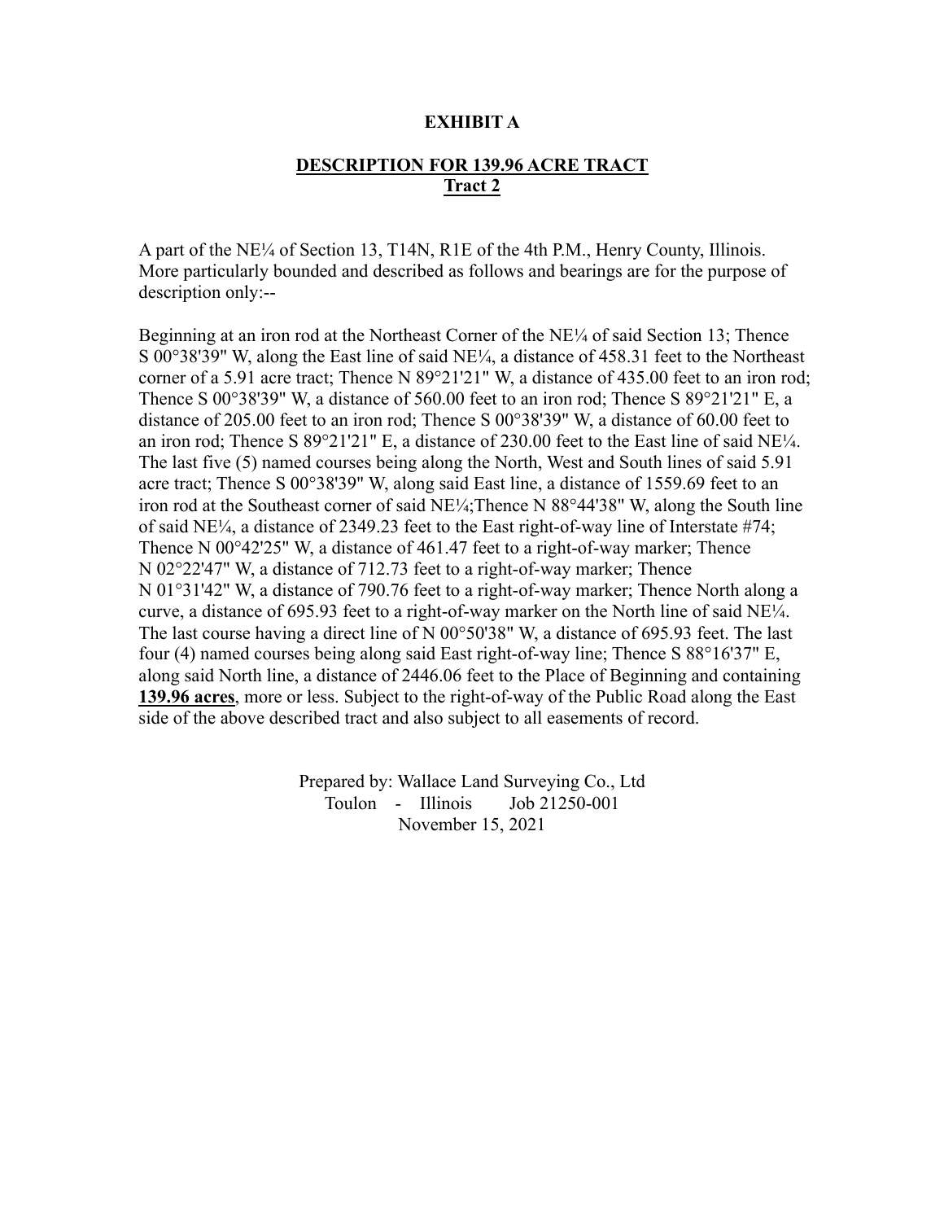**EXHIBIT A**

**DESCRIPTION FOR 139.96 ACRE TRACT**
**Tract 2**

A part of the NE¼ of Section 13, T14N, R1E of the 4th P.M., Henry County, Illinois. More particularly bounded and described as follows and bearings are for the purpose of description only:--

Beginning at an iron rod at the Northeast Corner of the NE¼ of said Section 13; Thence S 00°38'39" W, along the East line of said NE¼, a distance of 458.31 feet to the Northeast corner of a 5.91 acre tract; Thence N 89°21'21" W, a distance of 435.00 feet to an iron rod; Thence S 00°38'39" W, a distance of 560.00 feet to an iron rod; Thence S 89°21'21" E, a distance of 205.00 feet to an iron rod; Thence S 00°38'39" W, a distance of 60.00 feet to an iron rod; Thence S 89°21'21" E, a distance of 230.00 feet to the East line of said NE¼. The last five (5) named courses being along the North, West and South lines of said 5.91 acre tract; Thence S 00°38'39" W, along said East line, a distance of 1559.69 feet to an iron rod at the Southeast corner of said NE¼;Thence N 88°44'38" W, along the South line of said NE¼, a distance of 2349.23 feet to the East right-of-way line of Interstate #74; Thence N 00°42'25" W, a distance of 461.47 feet to a right-of-way marker; Thence N 02°22'47" W, a distance of 712.73 feet to a right-of-way marker; Thence N 01°31'42" W, a distance of 790.76 feet to a right-of-way marker; Thence North along a curve, a distance of 695.93 feet to a right-of-way marker on the North line of said NE¼. The last course having a direct line of N 00°50'38" W, a distance of 695.93 feet. The last four (4) named courses being along said East right-of-way line; Thence S 88°16'37" E, along said North line, a distance of 2446.06 feet to the Place of Beginning and containing **139.96 acres**, more or less. Subject to the right-of-way of the Public Road along the East side of the above described tract and also subject to all easements of record.

Prepared by: Wallace Land Surveying Co., Ltd
Toulon - Illinois Job 21250-001
November 15, 2021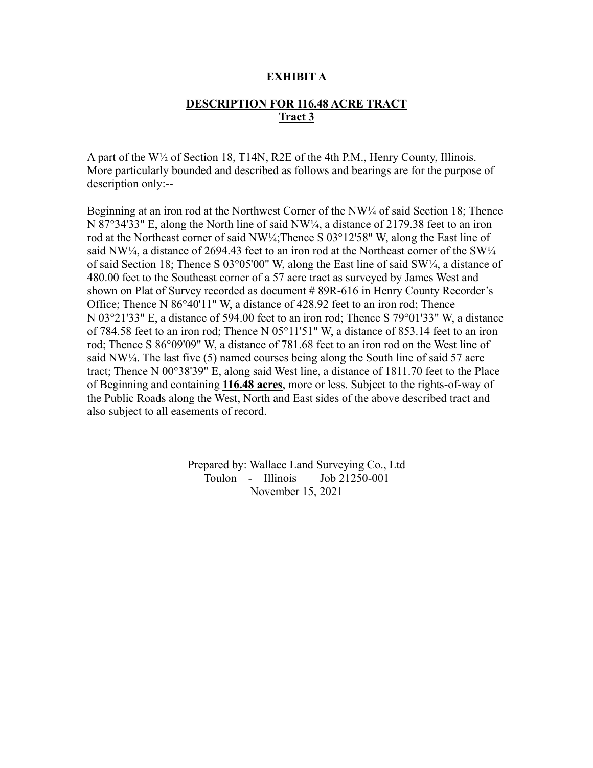**EXHIBIT A**

**DESCRIPTION FOR 116.48 ACRE TRACT**
**Tract 3**

A part of the W½ of Section 18, T14N, R2E of the 4th P.M., Henry County, Illinois. More particularly bounded and described as follows and bearings are for the purpose of description only:--

Beginning at an iron rod at the Northwest Corner of the NW¼ of said Section 18; Thence N 87°34'33" E, along the North line of said NW¼, a distance of 2179.38 feet to an iron rod at the Northeast corner of said NW¼;Thence S 03°12'58" W, along the East line of said NW¼, a distance of 2694.43 feet to an iron rod at the Northeast corner of the SW¼ of said Section 18; Thence S 03°05'00" W, along the East line of said SW¼, a distance of 480.00 feet to the Southeast corner of a 57 acre tract as surveyed by James West and shown on Plat of Survey recorded as document # 89R-616 in Henry County Recorder's Office; Thence N 86°40'11" W, a distance of 428.92 feet to an iron rod; Thence N 03°21'33" E, a distance of 594.00 feet to an iron rod; Thence S 79°01'33" W, a distance of 784.58 feet to an iron rod; Thence N 05°11'51" W, a distance of 853.14 feet to an iron rod; Thence S 86°09'09" W, a distance of 781.68 feet to an iron rod on the West line of said NW¼. The last five (5) named courses being along the South line of said 57 acre tract; Thence N 00°38'39" E, along said West line, a distance of 1811.70 feet to the Place of Beginning and containing **116.48 acres**, more or less. Subject to the rights-of-way of the Public Roads along the West, North and East sides of the above described tract and also subject to all easements of record.

Prepared by: Wallace Land Surveying Co., Ltd
Toulon - Illinois Job 21250-001
November 15, 2021